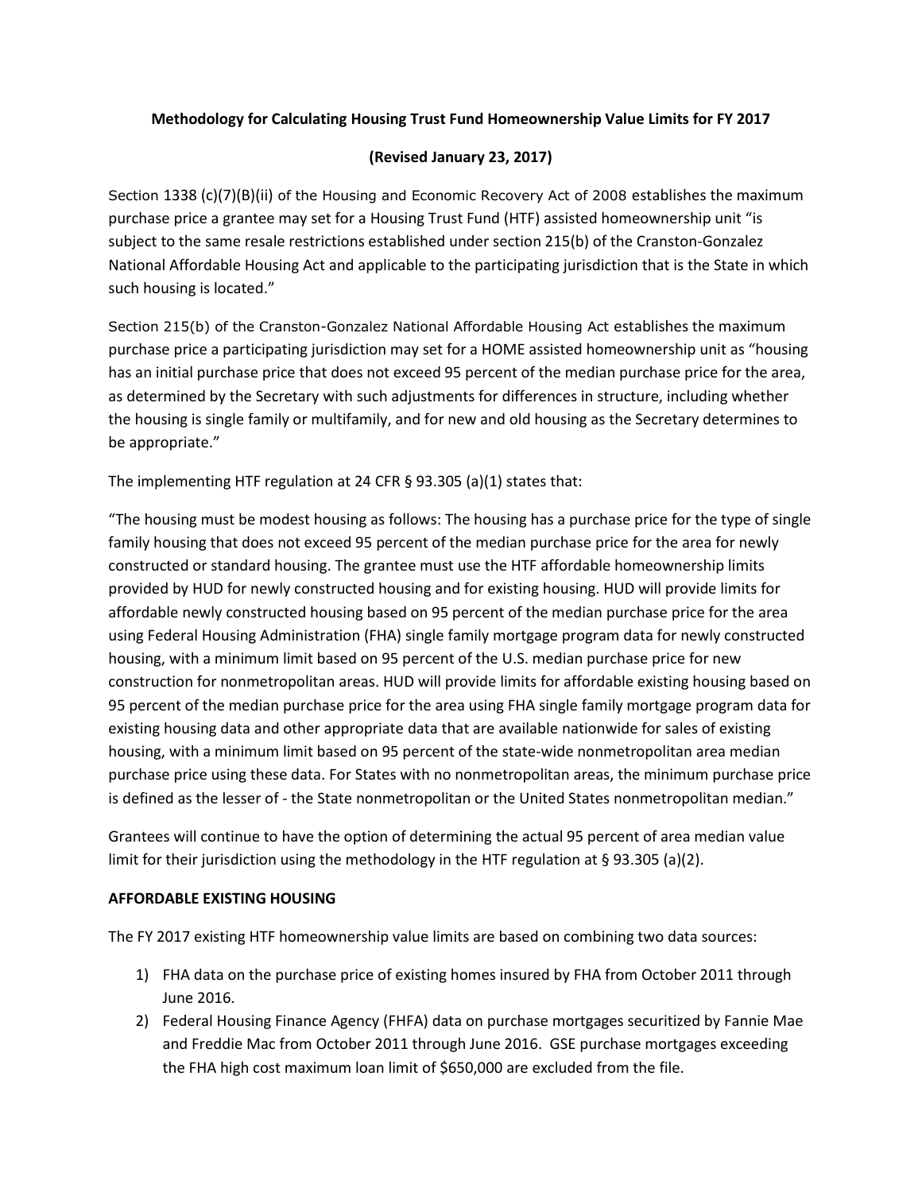**Methodology for Calculating Housing Trust Fund Homeownership Value Limits for FY 2017**

**(Revised January 23, 2017)**

Section 1338 (c)(7)(B)(ii) of the Housing and Economic Recovery Act of 2008 establishes the maximum purchase price a grantee may set for a Housing Trust Fund (HTF) assisted homeownership unit "is subject to the same resale restrictions established under section 215(b) of the Cranston-Gonzalez National Affordable Housing Act and applicable to the participating jurisdiction that is the State in which such housing is located."

Section 215(b) of the Cranston-Gonzalez National Affordable Housing Act establishes the maximum purchase price a participating jurisdiction may set for a HOME assisted homeownership unit as "housing has an initial purchase price that does not exceed 95 percent of the median purchase price for the area, as determined by the Secretary with such adjustments for differences in structure, including whether the housing is single family or multifamily, and for new and old housing as the Secretary determines to be appropriate."

The implementing HTF regulation at 24 CFR § 93.305 (a)(1) states that:

"The housing must be modest housing as follows: The housing has a purchase price for the type of single family housing that does not exceed 95 percent of the median purchase price for the area for newly constructed or standard housing. The grantee must use the HTF affordable homeownership limits provided by HUD for newly constructed housing and for existing housing. HUD will provide limits for affordable newly constructed housing based on 95 percent of the median purchase price for the area using Federal Housing Administration (FHA) single family mortgage program data for newly constructed housing, with a minimum limit based on 95 percent of the U.S. median purchase price for new construction for nonmetropolitan areas. HUD will provide limits for affordable existing housing based on 95 percent of the median purchase price for the area using FHA single family mortgage program data for existing housing data and other appropriate data that are available nationwide for sales of existing housing, with a minimum limit based on 95 percent of the state-wide nonmetropolitan area median purchase price using these data. For States with no nonmetropolitan areas, the minimum purchase price is defined as the lesser of - the State nonmetropolitan or the United States nonmetropolitan median."

Grantees will continue to have the option of determining the actual 95 percent of area median value limit for their jurisdiction using the methodology in the HTF regulation at § 93.305 (a)(2).

**AFFORDABLE EXISTING HOUSING**

The FY 2017 existing HTF homeownership value limits are based on combining two data sources:

1) FHA data on the purchase price of existing homes insured by FHA from October 2011 through June 2016.
2) Federal Housing Finance Agency (FHFA) data on purchase mortgages securitized by Fannie Mae and Freddie Mac from October 2011 through June 2016. GSE purchase mortgages exceeding the FHA high cost maximum loan limit of $650,000 are excluded from the file.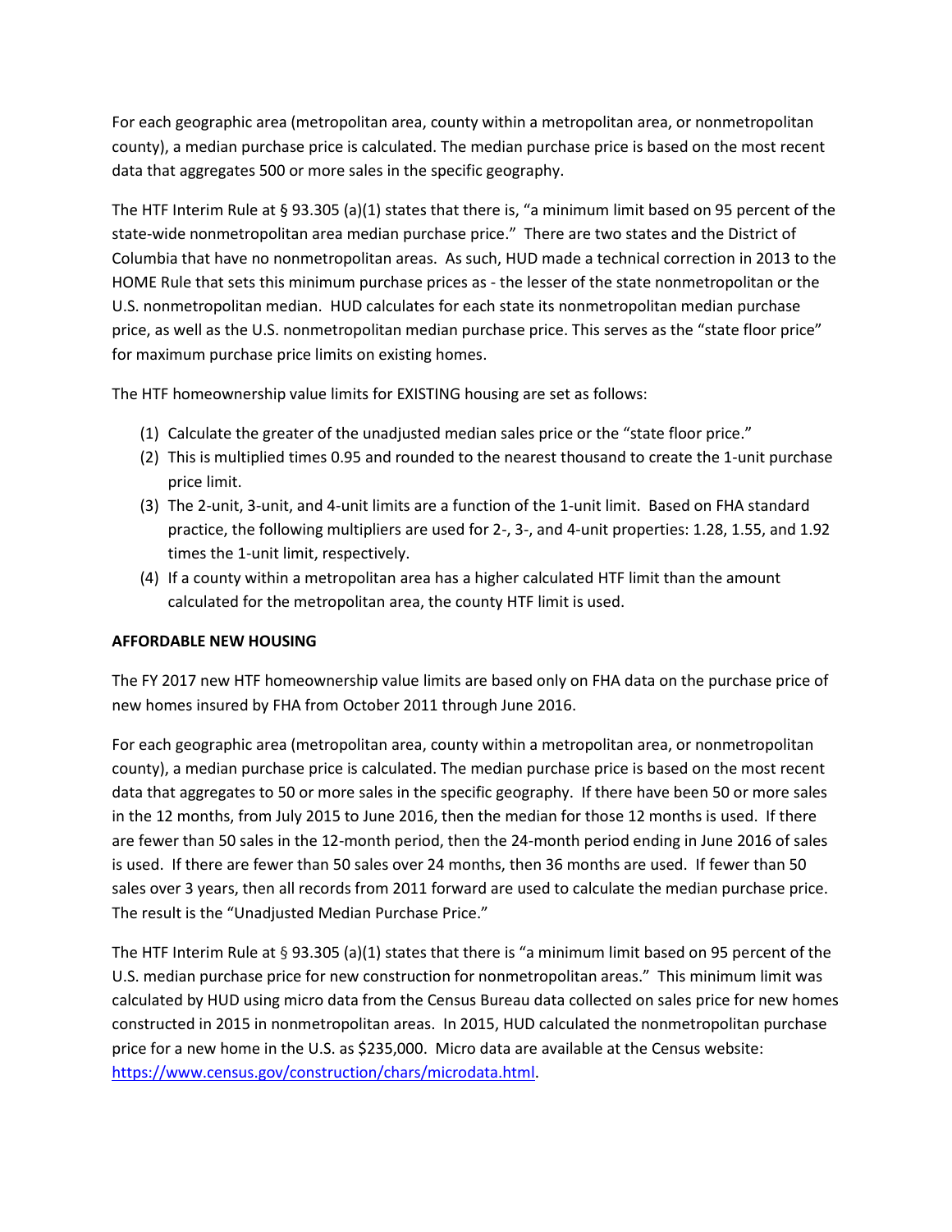For each geographic area (metropolitan area, county within a metropolitan area, or nonmetropolitan county), a median purchase price is calculated. The median purchase price is based on the most recent data that aggregates 500 or more sales in the specific geography.

The HTF Interim Rule at § 93.305 (a)(1) states that there is, "a minimum limit based on 95 percent of the state-wide nonmetropolitan area median purchase price." There are two states and the District of Columbia that have no nonmetropolitan areas. As such, HUD made a technical correction in 2013 to the HOME Rule that sets this minimum purchase prices as - the lesser of the state nonmetropolitan or the U.S. nonmetropolitan median. HUD calculates for each state its nonmetropolitan median purchase price, as well as the U.S. nonmetropolitan median purchase price. This serves as the "state floor price" for maximum purchase price limits on existing homes.

The HTF homeownership value limits for EXISTING housing are set as follows:

1. Calculate the greater of the unadjusted median sales price or the "state floor price."
2. This is multiplied times 0.95 and rounded to the nearest thousand to create the 1-unit purchase price limit.
3. The 2-unit, 3-unit, and 4-unit limits are a function of the 1-unit limit. Based on FHA standard practice, the following multipliers are used for 2-, 3-, and 4-unit properties: 1.28, 1.55, and 1.92 times the 1-unit limit, respectively.
4. If a county within a metropolitan area has a higher calculated HTF limit than the amount calculated for the metropolitan area, the county HTF limit is used.

**AFFORDABLE NEW HOUSING**

The FY 2017 new HTF homeownership value limits are based only on FHA data on the purchase price of new homes insured by FHA from October 2011 through June 2016.

For each geographic area (metropolitan area, county within a metropolitan area, or nonmetropolitan county), a median purchase price is calculated. The median purchase price is based on the most recent data that aggregates to 50 or more sales in the specific geography. If there have been 50 or more sales in the 12 months, from July 2015 to June 2016, then the median for those 12 months is used. If there are fewer than 50 sales in the 12-month period, then the 24-month period ending in June 2016 of sales is used. If there are fewer than 50 sales over 24 months, then 36 months are used. If fewer than 50 sales over 3 years, then all records from 2011 forward are used to calculate the median purchase price. The result is the "Unadjusted Median Purchase Price."

The HTF Interim Rule at § 93.305 (a)(1) states that there is "a minimum limit based on 95 percent of the U.S. median purchase price for new construction for nonmetropolitan areas." This minimum limit was calculated by HUD using micro data from the Census Bureau data collected on sales price for new homes constructed in 2015 in nonmetropolitan areas. In 2015, HUD calculated the nonmetropolitan purchase price for a new home in the U.S. as $235,000. Micro data are available at the Census website: https://www.census.gov/construction/chars/microdata.html.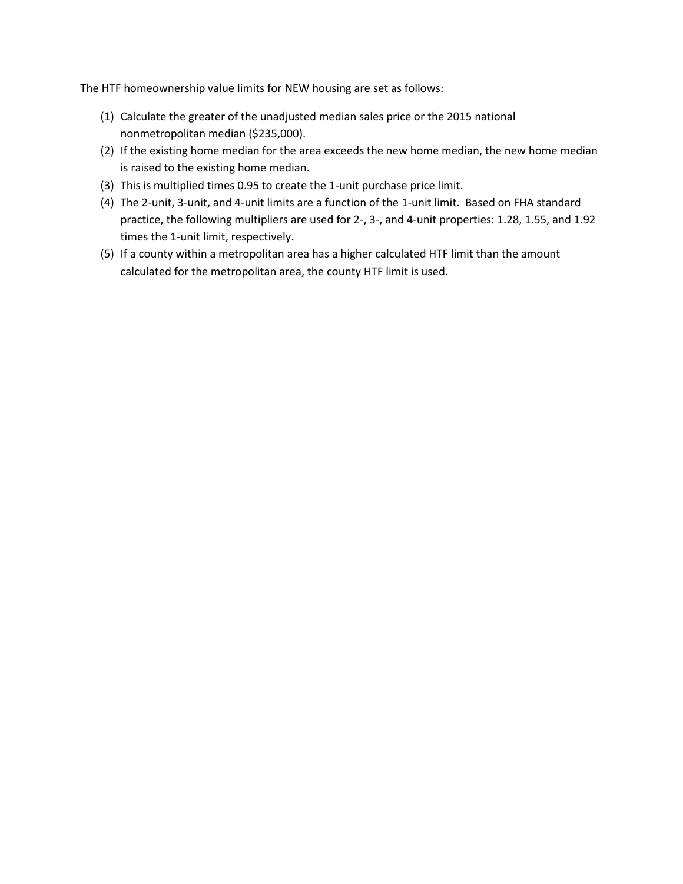The HTF homeownership value limits for NEW housing are set as follows:

(1) Calculate the greater of the unadjusted median sales price or the 2015 national nonmetropolitan median ($235,000).

(2) If the existing home median for the area exceeds the new home median, the new home median is raised to the existing home median.

(3) This is multiplied times 0.95 to create the 1-unit purchase price limit.

(4) The 2-unit, 3-unit, and 4-unit limits are a function of the 1-unit limit. Based on FHA standard practice, the following multipliers are used for 2-, 3-, and 4-unit properties: 1.28, 1.55, and 1.92 times the 1-unit limit, respectively.

(5) If a county within a metropolitan area has a higher calculated HTF limit than the amount calculated for the metropolitan area, the county HTF limit is used.